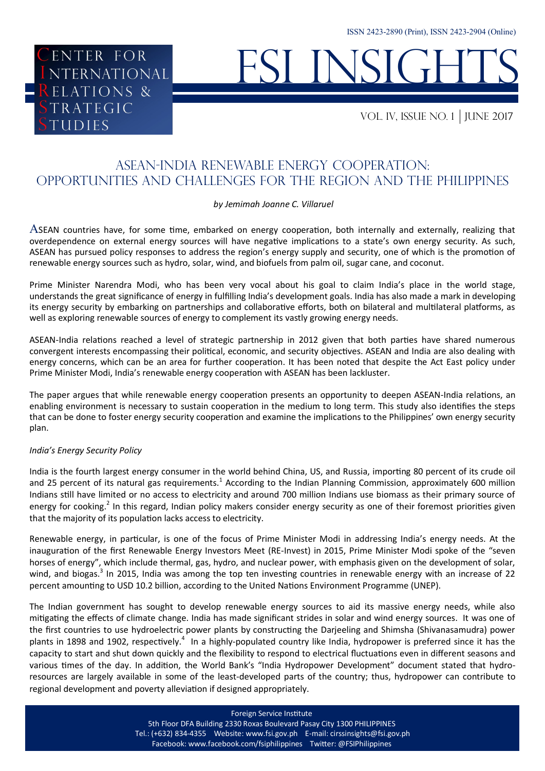ISSN 2423-2890 (Print), ISSN 2423-2904 (Online)

Center for International Relations & Strategic Studies

# FSI INSIGHTS

Vol. IV, Issue No. 1 | June 2017

## ASEAN-India Renewable Energy Cooperation: Opportunities and Challenges for the Region and the Philippines

*by Jemimah Joanne C. Villaruel*

ASEAN countries have, for some time, embarked on energy cooperation, both internally and externally, realizing that overdependence on external energy sources will have negative implications to a state's own energy security. As such, ASEAN has pursued policy responses to address the region's energy supply and security, one of which is the promotion of renewable energy sources such as hydro, solar, wind, and biofuels from palm oil, sugar cane, and coconut.

Prime Minister Narendra Modi, who has been very vocal about his goal to claim India's place in the world stage, understands the great significance of energy in fulfilling India's development goals. India has also made a mark in developing its energy security by embarking on partnerships and collaborative efforts, both on bilateral and multilateral platforms, as well as exploring renewable sources of energy to complement its vastly growing energy needs.

ASEAN-India relations reached a level of strategic partnership in 2012 given that both parties have shared numerous convergent interests encompassing their political, economic, and security objectives. ASEAN and India are also dealing with energy concerns, which can be an area for further cooperation. It has been noted that despite the Act East policy under Prime Minister Modi, India's renewable energy cooperation with ASEAN has been lackluster.

The paper argues that while renewable energy cooperation presents an opportunity to deepen ASEAN-India relations, an enabling environment is necessary to sustain cooperation in the medium to long term. This study also identifies the steps that can be done to foster energy security cooperation and examine the implications to the Philippines' own energy security plan.

### *India's Energy Security Policy*

India is the fourth largest energy consumer in the world behind China, US, and Russia, importing 80 percent of its crude oil and 25 percent of its natural gas requirements.[1] According to the Indian Planning Commission, approximately 600 million Indians still have limited or no access to electricity and around 700 million Indians use biomass as their primary source of energy for cooking.[2] In this regard, Indian policy makers consider energy security as one of their foremost priorities given that the majority of its population lacks access to electricity.

Renewable energy, in particular, is one of the focus of Prime Minister Modi in addressing India's energy needs. At the inauguration of the first Renewable Energy Investors Meet (RE-Invest) in 2015, Prime Minister Modi spoke of the "seven horses of energy", which include thermal, gas, hydro, and nuclear power, with emphasis given on the development of solar, wind, and biogas.[3] In 2015, India was among the top ten investing countries in renewable energy with an increase of 22 percent amounting to USD 10.2 billion, according to the United Nations Environment Programme (UNEP).

The Indian government has sought to develop renewable energy sources to aid its massive energy needs, while also mitigating the effects of climate change. India has made significant strides in solar and wind energy sources. It was one of the first countries to use hydroelectric power plants by constructing the Darjeeling and Shimsha (Shivanasamudra) power plants in 1898 and 1902, respectively.[4] In a highly-populated country like India, hydropower is preferred since it has the capacity to start and shut down quickly and the flexibility to respond to electrical fluctuations even in different seasons and various times of the day. In addition, the World Bank's "India Hydropower Development" document stated that hydro-resources are largely available in some of the least-developed parts of the country; thus, hydropower can contribute to regional development and poverty alleviation if designed appropriately.

Foreign Service Institute
5th Floor DFA Building 2330 Roxas Boulevard Pasay City 1300 PHILIPPINES
Tel.: (+632) 834-4355 Website: www.fsi.gov.ph E-mail: cirssinsights@fsi.gov.ph
Facebook: www.facebook.com/fsiphilippines Twitter: @FSIPhilippines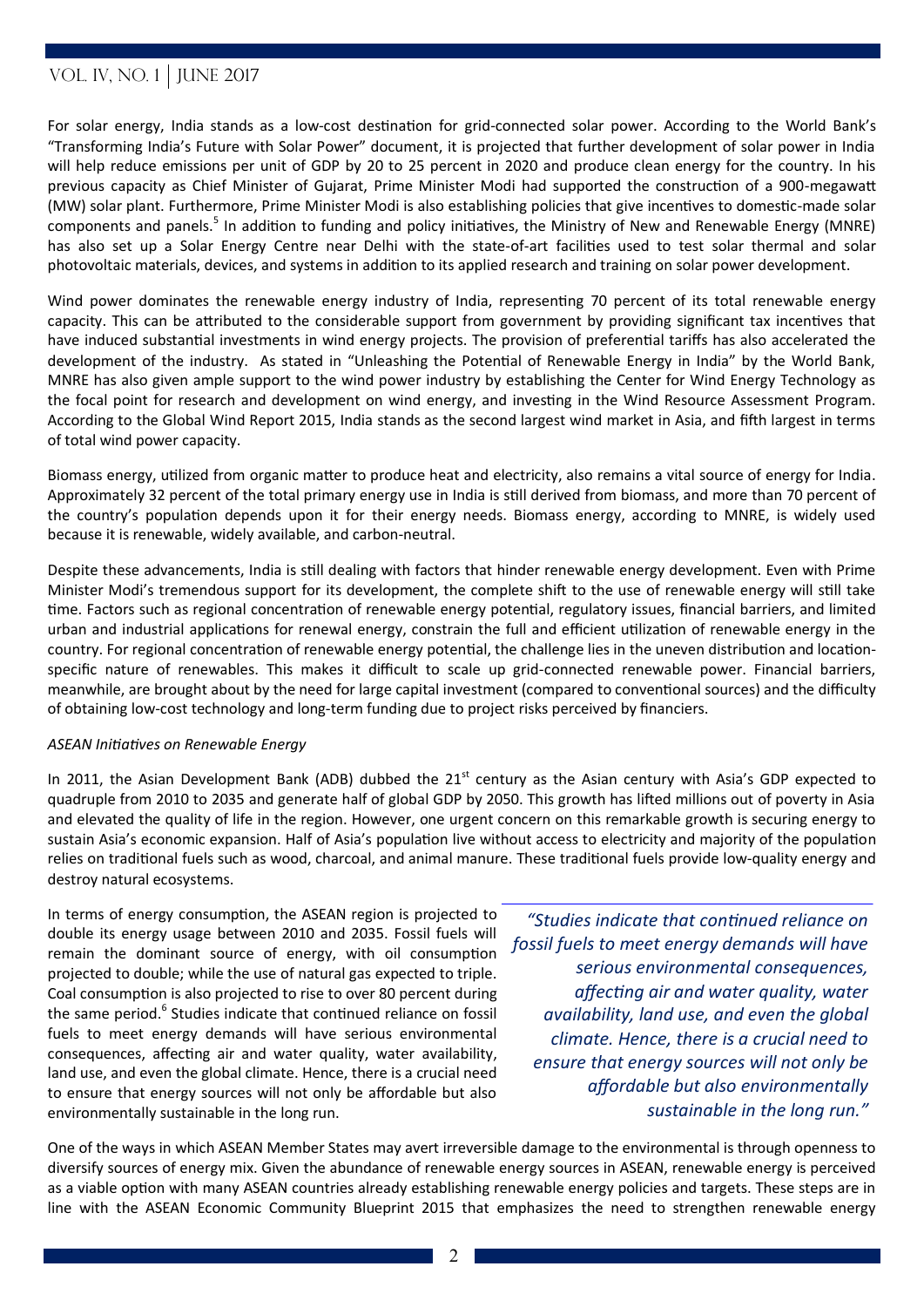For solar energy, India stands as a low-cost destination for grid-connected solar power. According to the World Bank's "Transforming India's Future with Solar Power" document, it is projected that further development of solar power in India will help reduce emissions per unit of GDP by 20 to 25 percent in 2020 and produce clean energy for the country. In his previous capacity as Chief Minister of Gujarat, Prime Minister Modi had supported the construction of a 900-megawatt (MW) solar plant. Furthermore, Prime Minister Modi is also establishing policies that give incentives to domestic-made solar components and panels.[5] In addition to funding and policy initiatives, the Ministry of New and Renewable Energy (MNRE) has also set up a Solar Energy Centre near Delhi with the state-of-art facilities used to test solar thermal and solar photovoltaic materials, devices, and systems in addition to its applied research and training on solar power development.

Wind power dominates the renewable energy industry of India, representing 70 percent of its total renewable energy capacity. This can be attributed to the considerable support from government by providing significant tax incentives that have induced substantial investments in wind energy projects. The provision of preferential tariffs has also accelerated the development of the industry. As stated in "Unleashing the Potential of Renewable Energy in India" by the World Bank, MNRE has also given ample support to the wind power industry by establishing the Center for Wind Energy Technology as the focal point for research and development on wind energy, and investing in the Wind Resource Assessment Program. According to the Global Wind Report 2015, India stands as the second largest wind market in Asia, and fifth largest in terms of total wind power capacity.

Biomass energy, utilized from organic matter to produce heat and electricity, also remains a vital source of energy for India. Approximately 32 percent of the total primary energy use in India is still derived from biomass, and more than 70 percent of the country's population depends upon it for their energy needs. Biomass energy, according to MNRE, is widely used because it is renewable, widely available, and carbon-neutral.

Despite these advancements, India is still dealing with factors that hinder renewable energy development. Even with Prime Minister Modi's tremendous support for its development, the complete shift to the use of renewable energy will still take time. Factors such as regional concentration of renewable energy potential, regulatory issues, financial barriers, and limited urban and industrial applications for renewal energy, constrain the full and efficient utilization of renewable energy in the country. For regional concentration of renewable energy potential, the challenge lies in the uneven distribution and location-specific nature of renewables. This makes it difficult to scale up grid-connected renewable power. Financial barriers, meanwhile, are brought about by the need for large capital investment (compared to conventional sources) and the difficulty of obtaining low-cost technology and long-term funding due to project risks perceived by financiers.

*ASEAN Initiatives on Renewable Energy*

In 2011, the Asian Development Bank (ADB) dubbed the 21st century as the Asian century with Asia's GDP expected to quadruple from 2010 to 2035 and generate half of global GDP by 2050. This growth has lifted millions out of poverty in Asia and elevated the quality of life in the region. However, one urgent concern on this remarkable growth is securing energy to sustain Asia's economic expansion. Half of Asia's population live without access to electricity and majority of the population relies on traditional fuels such as wood, charcoal, and animal manure. These traditional fuels provide low-quality energy and destroy natural ecosystems.

In terms of energy consumption, the ASEAN region is projected to double its energy usage between 2010 and 2035. Fossil fuels will remain the dominant source of energy, with oil consumption projected to double; while the use of natural gas expected to triple. Coal consumption is also projected to rise to over 80 percent during the same period.[6] Studies indicate that continued reliance on fossil fuels to meet energy demands will have serious environmental consequences, affecting air and water quality, water availability, land use, and even the global climate. Hence, there is a crucial need to ensure that energy sources will not only be affordable but also environmentally sustainable in the long run.

> *"Studies indicate that continued reliance on fossil fuels to meet energy demands will have serious environmental consequences, affecting air and water quality, water availability, land use, and even the global climate. Hence, there is a crucial need to ensure that energy sources will not only be affordable but also environmentally sustainable in the long run."*

One of the ways in which ASEAN Member States may avert irreversible damage to the environmental is through openness to diversify sources of energy mix. Given the abundance of renewable energy sources in ASEAN, renewable energy is perceived as a viable option with many ASEAN countries already establishing renewable energy policies and targets. These steps are in line with the ASEAN Economic Community Blueprint 2015 that emphasizes the need to strengthen renewable energy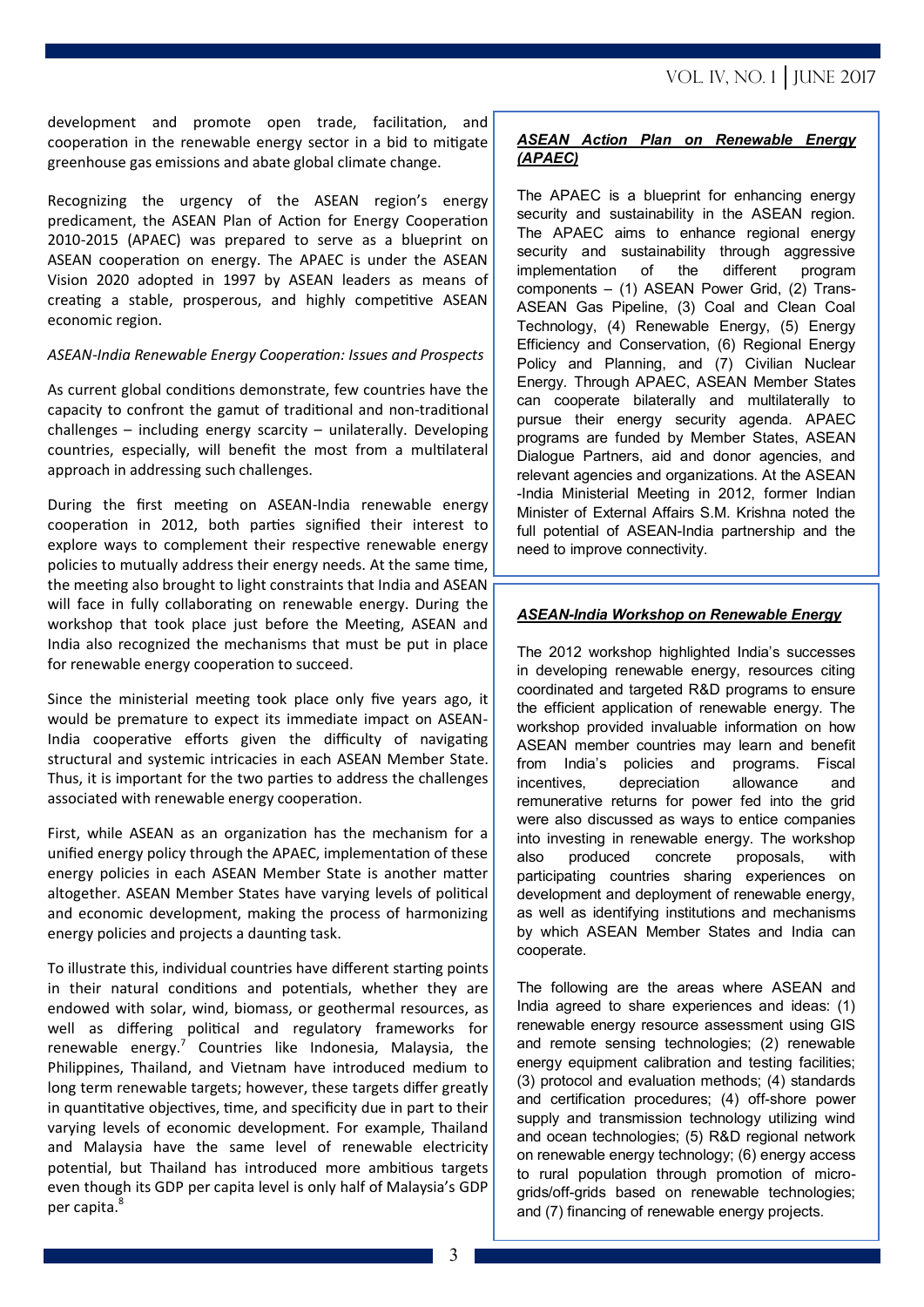development and promote open trade, facilitation, and cooperation in the renewable energy sector in a bid to mitigate greenhouse gas emissions and abate global climate change.

Recognizing the urgency of the ASEAN region's energy predicament, the ASEAN Plan of Action for Energy Cooperation 2010-2015 (APAEC) was prepared to serve as a blueprint on ASEAN cooperation on energy. The APAEC is under the ASEAN Vision 2020 adopted in 1997 by ASEAN leaders as means of creating a stable, prosperous, and highly competitive ASEAN economic region.

*ASEAN-India Renewable Energy Cooperation: Issues and Prospects*

As current global conditions demonstrate, few countries have the capacity to confront the gamut of traditional and non-traditional challenges – including energy scarcity – unilaterally. Developing countries, especially, will benefit the most from a multilateral approach in addressing such challenges.

During the first meeting on ASEAN-India renewable energy cooperation in 2012, both parties signified their interest to explore ways to complement their respective renewable energy policies to mutually address their energy needs. At the same time, the meeting also brought to light constraints that India and ASEAN will face in fully collaborating on renewable energy. During the workshop that took place just before the Meeting, ASEAN and India also recognized the mechanisms that must be put in place for renewable energy cooperation to succeed.

Since the ministerial meeting took place only five years ago, it would be premature to expect its immediate impact on ASEAN-India cooperative efforts given the difficulty of navigating structural and systemic intricacies in each ASEAN Member State. Thus, it is important for the two parties to address the challenges associated with renewable energy cooperation.

First, while ASEAN as an organization has the mechanism for a unified energy policy through the APAEC, implementation of these energy policies in each ASEAN Member State is another matter altogether. ASEAN Member States have varying levels of political and economic development, making the process of harmonizing energy policies and projects a daunting task.

To illustrate this, individual countries have different starting points in their natural conditions and potentials, whether they are endowed with solar, wind, biomass, or geothermal resources, as well as differing political and regulatory frameworks for renewable energy.[7] Countries like Indonesia, Malaysia, the Philippines, Thailand, and Vietnam have introduced medium to long term renewable targets; however, these targets differ greatly in quantitative objectives, time, and specificity due in part to their varying levels of economic development. For example, Thailand and Malaysia have the same level of renewable electricity potential, but Thailand has introduced more ambitious targets even though its GDP per capita level is only half of Malaysia's GDP per capita.[8]

***ASEAN Action Plan on Renewable Energy (APAEC)***

The APAEC is a blueprint for enhancing energy security and sustainability in the ASEAN region. The APAEC aims to enhance regional energy security and sustainability through aggressive implementation of the different program components – (1) ASEAN Power Grid, (2) Trans-ASEAN Gas Pipeline, (3) Coal and Clean Coal Technology, (4) Renewable Energy, (5) Energy Efficiency and Conservation, (6) Regional Energy Policy and Planning, and (7) Civilian Nuclear Energy. Through APAEC, ASEAN Member States can cooperate bilaterally and multilaterally to pursue their energy security agenda. APAEC programs are funded by Member States, ASEAN Dialogue Partners, aid and donor agencies, and relevant agencies and organizations. At the ASEAN -India Ministerial Meeting in 2012, former Indian Minister of External Affairs S.M. Krishna noted the full potential of ASEAN-India partnership and the need to improve connectivity.

***ASEAN-India Workshop on Renewable Energy***

The 2012 workshop highlighted India's successes in developing renewable energy, resources citing coordinated and targeted R&D programs to ensure the efficient application of renewable energy. The workshop provided invaluable information on how ASEAN member countries may learn and benefit from India's policies and programs. Fiscal incentives, depreciation allowance and remunerative returns for power fed into the grid were also discussed as ways to entice companies into investing in renewable energy. The workshop also produced concrete proposals, with participating countries sharing experiences on development and deployment of renewable energy, as well as identifying institutions and mechanisms by which ASEAN Member States and India can cooperate.

The following are the areas where ASEAN and India agreed to share experiences and ideas: (1) renewable energy resource assessment using GIS and remote sensing technologies; (2) renewable energy equipment calibration and testing facilities; (3) protocol and evaluation methods; (4) standards and certification procedures; (4) off-shore power supply and transmission technology utilizing wind and ocean technologies; (5) R&D regional network on renewable energy technology; (6) energy access to rural population through promotion of micro-grids/off-grids based on renewable technologies; and (7) financing of renewable energy projects.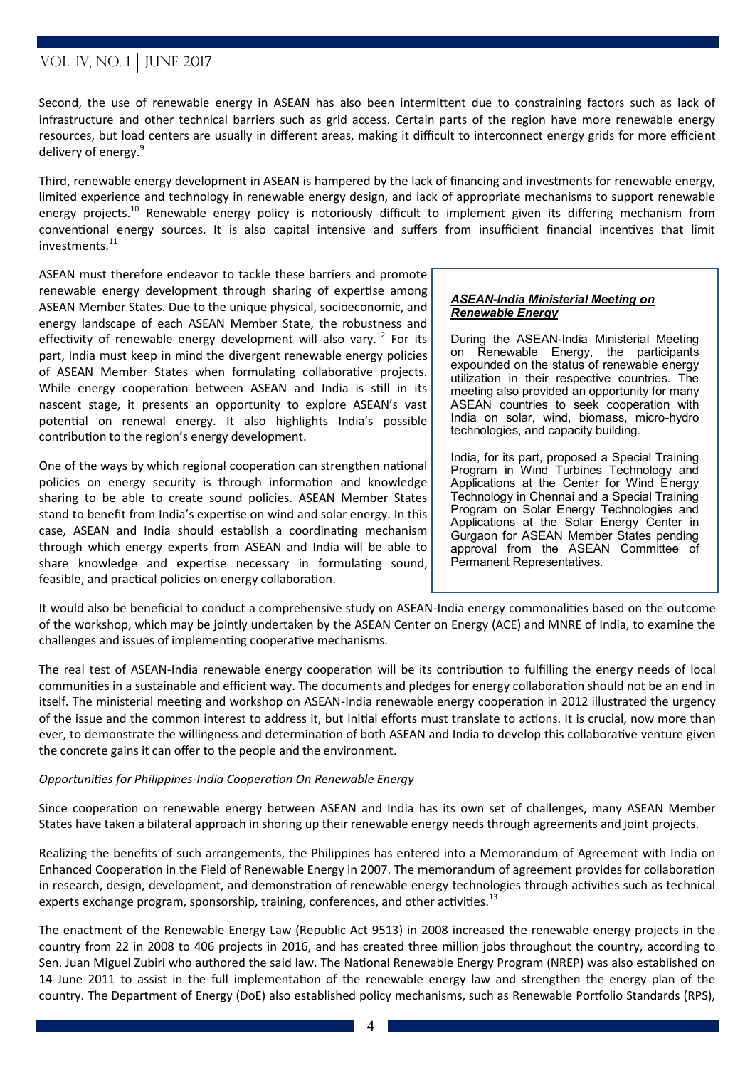Second, the use of renewable energy in ASEAN has also been intermittent due to constraining factors such as lack of infrastructure and other technical barriers such as grid access. Certain parts of the region have more renewable energy resources, but load centers are usually in different areas, making it difficult to interconnect energy grids for more efficient delivery of energy.[9]

Third, renewable energy development in ASEAN is hampered by the lack of financing and investments for renewable energy, limited experience and technology in renewable energy design, and lack of appropriate mechanisms to support renewable energy projects.[10] Renewable energy policy is notoriously difficult to implement given its differing mechanism from conventional energy sources. It is also capital intensive and suffers from insufficient financial incentives that limit investments.[11]

ASEAN must therefore endeavor to tackle these barriers and promote renewable energy development through sharing of expertise among ASEAN Member States. Due to the unique physical, socioeconomic, and energy landscape of each ASEAN Member State, the robustness and effectivity of renewable energy development will also vary.[12] For its part, India must keep in mind the divergent renewable energy policies of ASEAN Member States when formulating collaborative projects. While energy cooperation between ASEAN and India is still in its nascent stage, it presents an opportunity to explore ASEAN's vast potential on renewal energy. It also highlights India's possible contribution to the region's energy development.

One of the ways by which regional cooperation can strengthen national policies on energy security is through information and knowledge sharing to be able to create sound policies. ASEAN Member States stand to benefit from India's expertise on wind and solar energy. In this case, ASEAN and India should establish a coordinating mechanism through which energy experts from ASEAN and India will be able to share knowledge and expertise necessary in formulating sound, feasible, and practical policies on energy collaboration.

***ASEAN-India Ministerial Meeting on Renewable Energy***

During the ASEAN-India Ministerial Meeting on Renewable Energy, the participants expounded on the status of renewable energy utilization in their respective countries. The meeting also provided an opportunity for many ASEAN countries to seek cooperation with India on solar, wind, biomass, micro-hydro technologies, and capacity building.

India, for its part, proposed a Special Training Program in Wind Turbines Technology and Applications at the Center for Wind Energy Technology in Chennai and a Special Training Program on Solar Energy Technologies and Applications at the Solar Energy Center in Gurgaon for ASEAN Member States pending approval from the ASEAN Committee of Permanent Representatives.

It would also be beneficial to conduct a comprehensive study on ASEAN-India energy commonalities based on the outcome of the workshop, which may be jointly undertaken by the ASEAN Center on Energy (ACE) and MNRE of India, to examine the challenges and issues of implementing cooperative mechanisms.

The real test of ASEAN-India renewable energy cooperation will be its contribution to fulfilling the energy needs of local communities in a sustainable and efficient way. The documents and pledges for energy collaboration should not be an end in itself. The ministerial meeting and workshop on ASEAN-India renewable energy cooperation in 2012 illustrated the urgency of the issue and the common interest to address it, but initial efforts must translate to actions. It is crucial, now more than ever, to demonstrate the willingness and determination of both ASEAN and India to develop this collaborative venture given the concrete gains it can offer to the people and the environment.

*Opportunities for Philippines-India Cooperation On Renewable Energy*

Since cooperation on renewable energy between ASEAN and India has its own set of challenges, many ASEAN Member States have taken a bilateral approach in shoring up their renewable energy needs through agreements and joint projects.

Realizing the benefits of such arrangements, the Philippines has entered into a Memorandum of Agreement with India on Enhanced Cooperation in the Field of Renewable Energy in 2007. The memorandum of agreement provides for collaboration in research, design, development, and demonstration of renewable energy technologies through activities such as technical experts exchange program, sponsorship, training, conferences, and other activities.[13]

The enactment of the Renewable Energy Law (Republic Act 9513) in 2008 increased the renewable energy projects in the country from 22 in 2008 to 406 projects in 2016, and has created three million jobs throughout the country, according to Sen. Juan Miguel Zubiri who authored the said law. The National Renewable Energy Program (NREP) was also established on 14 June 2011 to assist in the full implementation of the renewable energy law and strengthen the energy plan of the country. The Department of Energy (DoE) also established policy mechanisms, such as Renewable Portfolio Standards (RPS),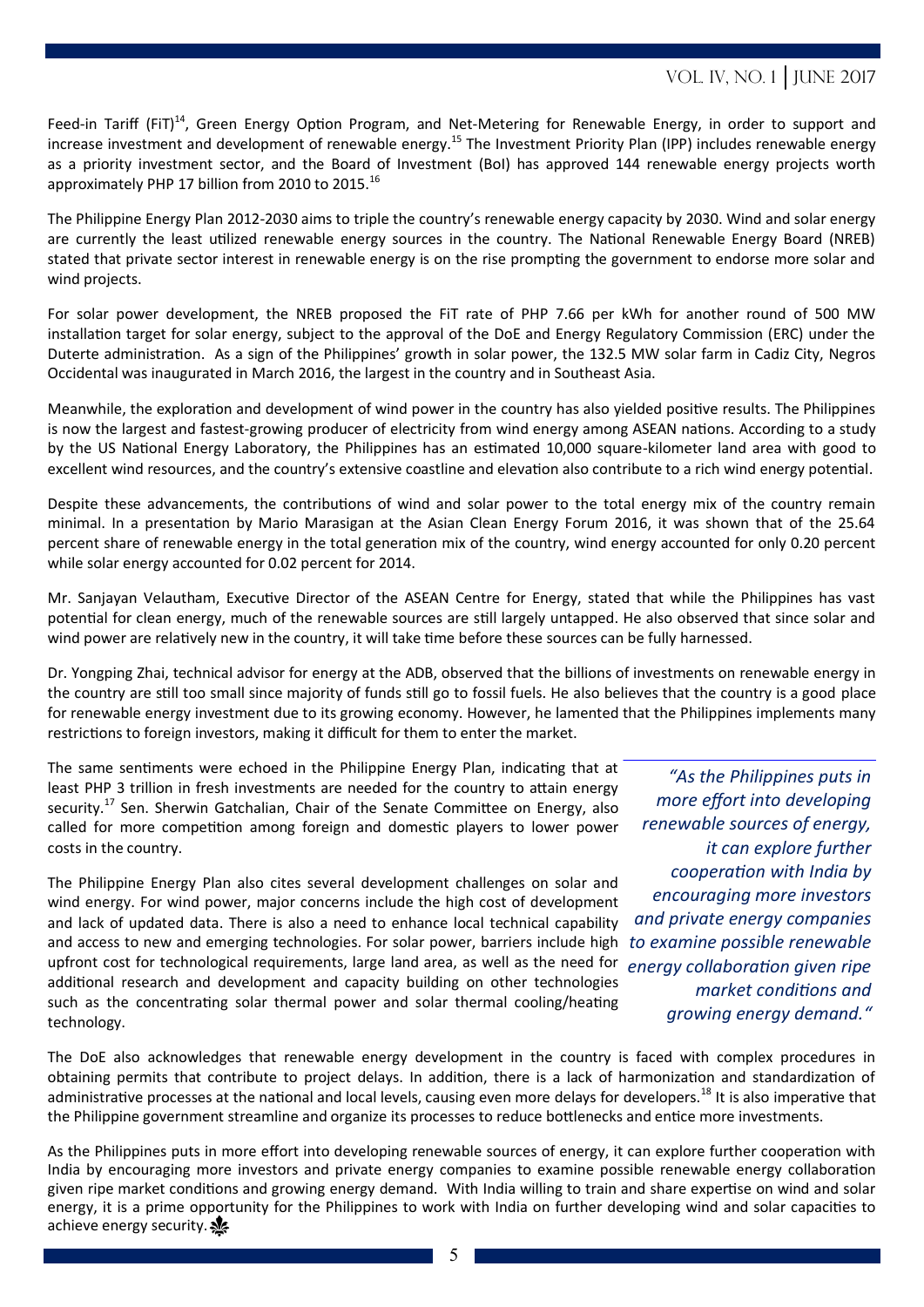Feed-in Tariff (FiT)[14], Green Energy Option Program, and Net-Metering for Renewable Energy, in order to support and increase investment and development of renewable energy.[15] The Investment Priority Plan (IPP) includes renewable energy as a priority investment sector, and the Board of Investment (BoI) has approved 144 renewable energy projects worth approximately PHP 17 billion from 2010 to 2015.[16]

The Philippine Energy Plan 2012-2030 aims to triple the country's renewable energy capacity by 2030. Wind and solar energy are currently the least utilized renewable energy sources in the country. The National Renewable Energy Board (NREB) stated that private sector interest in renewable energy is on the rise prompting the government to endorse more solar and wind projects.

For solar power development, the NREB proposed the FiT rate of PHP 7.66 per kWh for another round of 500 MW installation target for solar energy, subject to the approval of the DoE and Energy Regulatory Commission (ERC) under the Duterte administration. As a sign of the Philippines' growth in solar power, the 132.5 MW solar farm in Cadiz City, Negros Occidental was inaugurated in March 2016, the largest in the country and in Southeast Asia.

Meanwhile, the exploration and development of wind power in the country has also yielded positive results. The Philippines is now the largest and fastest-growing producer of electricity from wind energy among ASEAN nations. According to a study by the US National Energy Laboratory, the Philippines has an estimated 10,000 square-kilometer land area with good to excellent wind resources, and the country's extensive coastline and elevation also contribute to a rich wind energy potential.

Despite these advancements, the contributions of wind and solar power to the total energy mix of the country remain minimal. In a presentation by Mario Marasigan at the Asian Clean Energy Forum 2016, it was shown that of the 25.64 percent share of renewable energy in the total generation mix of the country, wind energy accounted for only 0.20 percent while solar energy accounted for 0.02 percent for 2014.

Mr. Sanjayan Velautham, Executive Director of the ASEAN Centre for Energy, stated that while the Philippines has vast potential for clean energy, much of the renewable sources are still largely untapped. He also observed that since solar and wind power are relatively new in the country, it will take time before these sources can be fully harnessed.

Dr. Yongping Zhai, technical advisor for energy at the ADB, observed that the billions of investments on renewable energy in the country are still too small since majority of funds still go to fossil fuels. He also believes that the country is a good place for renewable energy investment due to its growing economy. However, he lamented that the Philippines implements many restrictions to foreign investors, making it difficult for them to enter the market.

The same sentiments were echoed in the Philippine Energy Plan, indicating that at least PHP 3 trillion in fresh investments are needed for the country to attain energy security.[17] Sen. Sherwin Gatchalian, Chair of the Senate Committee on Energy, also called for more competition among foreign and domestic players to lower power costs in the country.

The Philippine Energy Plan also cites several development challenges on solar and wind energy. For wind power, major concerns include the high cost of development and lack of updated data. There is also a need to enhance local technical capability and access to new and emerging technologies. For solar power, barriers include high upfront cost for technological requirements, large land area, as well as the need for additional research and development and capacity building on other technologies such as the concentrating solar thermal power and solar thermal cooling/heating technology.

> *"As the Philippines puts in more effort into developing renewable sources of energy, it can explore further cooperation with India by encouraging more investors and private energy companies to examine possible renewable energy collaboration given ripe market conditions and growing energy demand."*

The DoE also acknowledges that renewable energy development in the country is faced with complex procedures in obtaining permits that contribute to project delays. In addition, there is a lack of harmonization and standardization of administrative processes at the national and local levels, causing even more delays for developers.[18] It is also imperative that the Philippine government streamline and organize its processes to reduce bottlenecks and entice more investments.

As the Philippines puts in more effort into developing renewable sources of energy, it can explore further cooperation with India by encouraging more investors and private energy companies to examine possible renewable energy collaboration given ripe market conditions and growing energy demand. With India willing to train and share expertise on wind and solar energy, it is a prime opportunity for the Philippines to work with India on further developing wind and solar capacities to achieve energy security.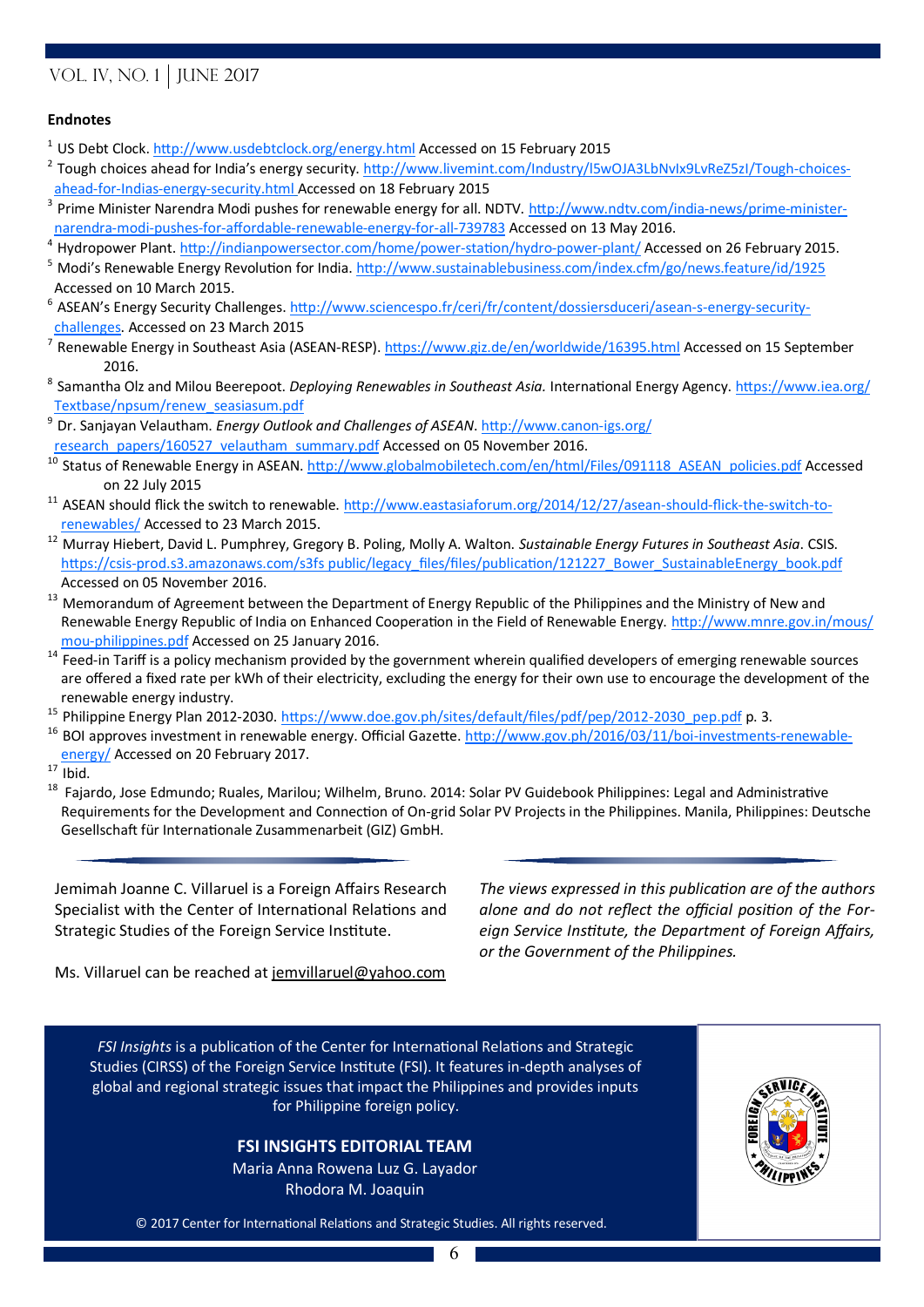## Endnotes

1. US Debt Clock. http://www.usdebtclock.org/energy.html Accessed on 15 February 2015
2. Tough choices ahead for India's energy security. http://www.livemint.com/Industry/l5wOJA3LbNvIx9LvReZ5zI/Tough-choices-ahead-for-Indias-energy-security.html Accessed on 18 February 2015
3. Prime Minister Narendra Modi pushes for renewable energy for all. NDTV. http://www.ndtv.com/india-news/prime-minister-narendra-modi-pushes-for-affordable-renewable-energy-for-all-739783 Accessed on 13 May 2016.
4. Hydropower Plant. http://indianpowersector.com/home/power-station/hydro-power-plant/ Accessed on 26 February 2015.
5. Modi's Renewable Energy Revolution for India. http://www.sustainablebusiness.com/index.cfm/go/news.feature/id/1925 Accessed on 10 March 2015.
6. ASEAN's Energy Security Challenges. http://www.sciencespo.fr/ceri/fr/content/dossiersduceri/asean-s-energy-security-challenges. Accessed on 23 March 2015
7. Renewable Energy in Southeast Asia (ASEAN-RESP). https://www.giz.de/en/worldwide/16395.html Accessed on 15 September 2016.
8. Samantha Olz and Milou Beerepoot. *Deploying Renewables in Southeast Asia.* International Energy Agency. https://www.iea.org/Textbase/npsum/renew_seasiasum.pdf
9. Dr. Sanjayan Velautham. *Energy Outlook and Challenges of ASEAN*. http://www.canon-igs.org/research_papers/160527_velautham_summary.pdf Accessed on 05 November 2016.
10. Status of Renewable Energy in ASEAN. http://www.globalmobiletech.com/en/html/Files/091118_ASEAN_policies.pdf Accessed on 22 July 2015
11. ASEAN should flick the switch to renewable. http://www.eastasiaforum.org/2014/12/27/asean-should-flick-the-switch-to-renewables/ Accessed to 23 March 2015.
12. Murray Hiebert, David L. Pumphrey, Gregory B. Poling, Molly A. Walton. *Sustainable Energy Futures in Southeast Asia*. CSIS. https://csis-prod.s3.amazonaws.com/s3fs public/legacy_files/files/publication/121227_Bower_SustainableEnergy_book.pdf Accessed on 05 November 2016.
13. Memorandum of Agreement between the Department of Energy Republic of the Philippines and the Ministry of New and Renewable Energy Republic of India on Enhanced Cooperation in the Field of Renewable Energy. http://www.mnre.gov.in/mous/mou-philippines.pdf Accessed on 25 January 2016.
14. Feed-in Tariff is a policy mechanism provided by the government wherein qualified developers of emerging renewable sources are offered a fixed rate per kWh of their electricity, excluding the energy for their own use to encourage the development of the renewable energy industry.
15. Philippine Energy Plan 2012-2030. https://www.doe.gov.ph/sites/default/files/pdf/pep/2012-2030_pep.pdf p. 3.
16. BOI approves investment in renewable energy. Official Gazette. http://www.gov.ph/2016/03/11/boi-investments-renewable-energy/ Accessed on 20 February 2017.
17. Ibid.
18. Fajardo, Jose Edmundo; Ruales, Marilou; Wilhelm, Bruno. 2014: Solar PV Guidebook Philippines: Legal and Administrative Requirements for the Development and Connection of On-grid Solar PV Projects in the Philippines. Manila, Philippines: Deutsche Gesellschaft für Internationale Zusammenarbeit (GIZ) GmbH.

---

Jemimah Joanne C. Villaruel is a Foreign Affairs Research Specialist with the Center of International Relations and Strategic Studies of the Foreign Service Institute.

Ms. Villaruel can be reached at jemvillaruel@yahoo.com

*The views expressed in this publication are of the authors alone and do not reflect the official position of the Foreign Service Institute, the Department of Foreign Affairs, or the Government of the Philippines.*

---

*FSI Insights* is a publication of the Center for International Relations and Strategic Studies (CIRSS) of the Foreign Service Institute (FSI). It features in-depth analyses of global and regional strategic issues that impact the Philippines and provides inputs for Philippine foreign policy.

**FSI INSIGHTS EDITORIAL TEAM**

Maria Anna Rowena Luz G. Layador

Rhodora M. Joaquin

© 2017 Center for International Relations and Strategic Studies. All rights reserved.